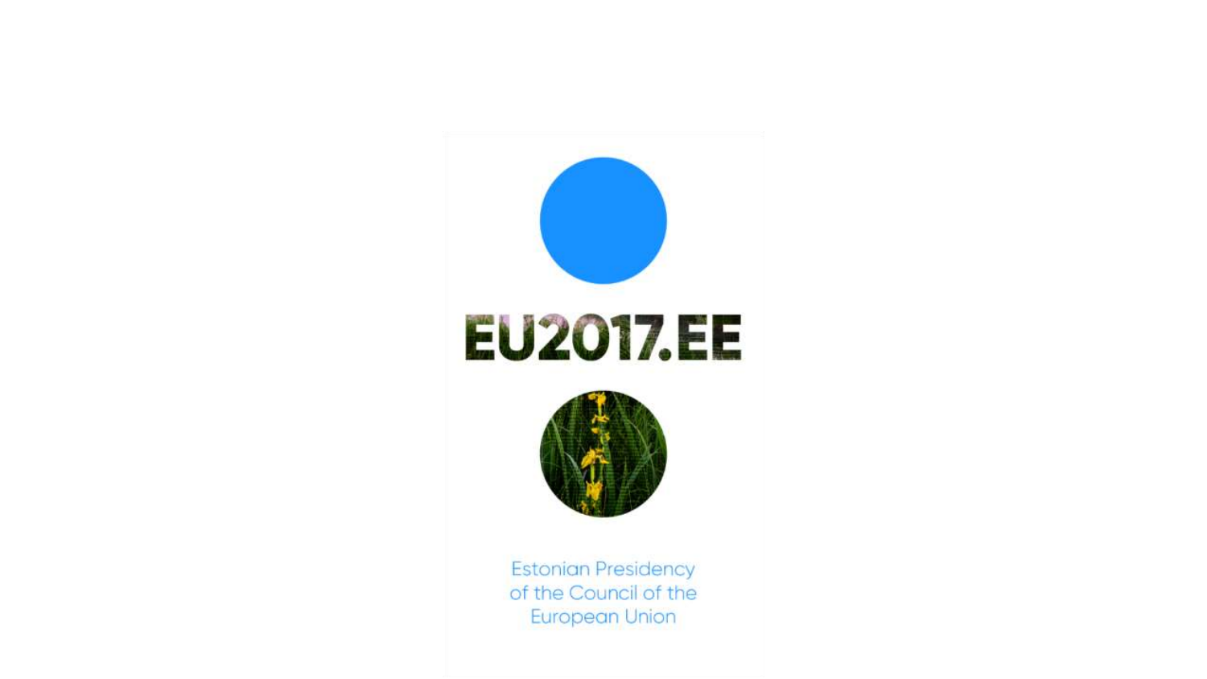# EU2017.EE

Estonian Presidency of the Council of the European Union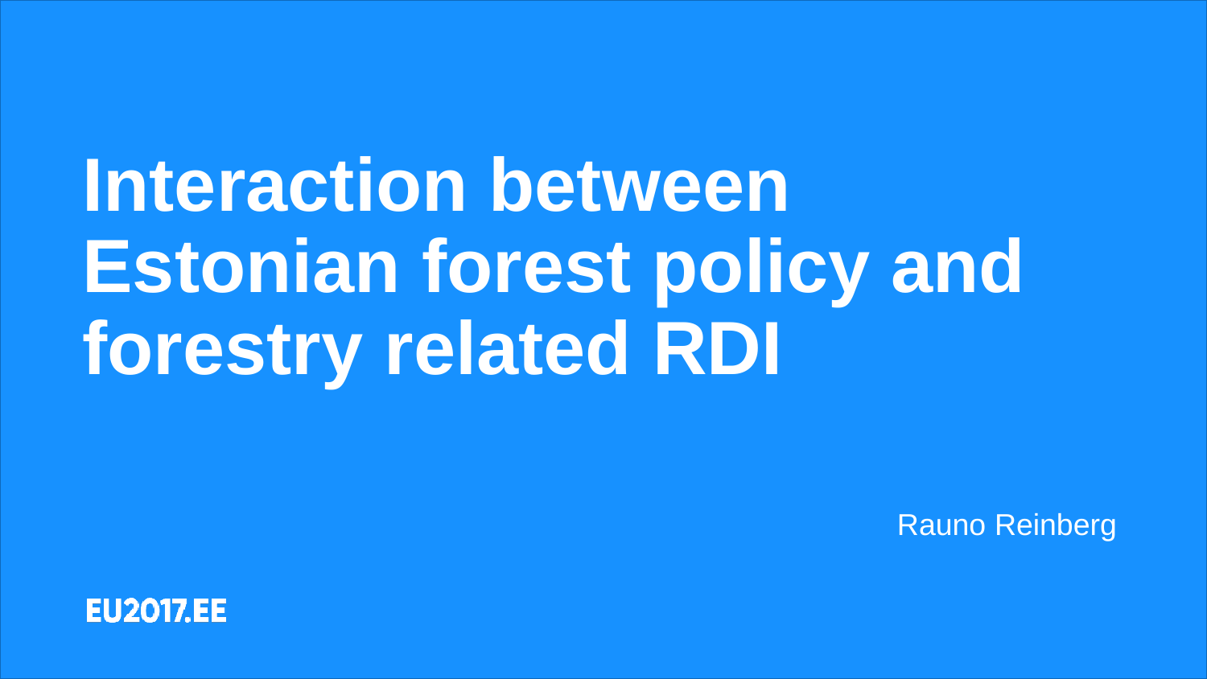# Interaction between Estonian forest policy and forestry related RDI

Rauno Reinberg

EU2017.EE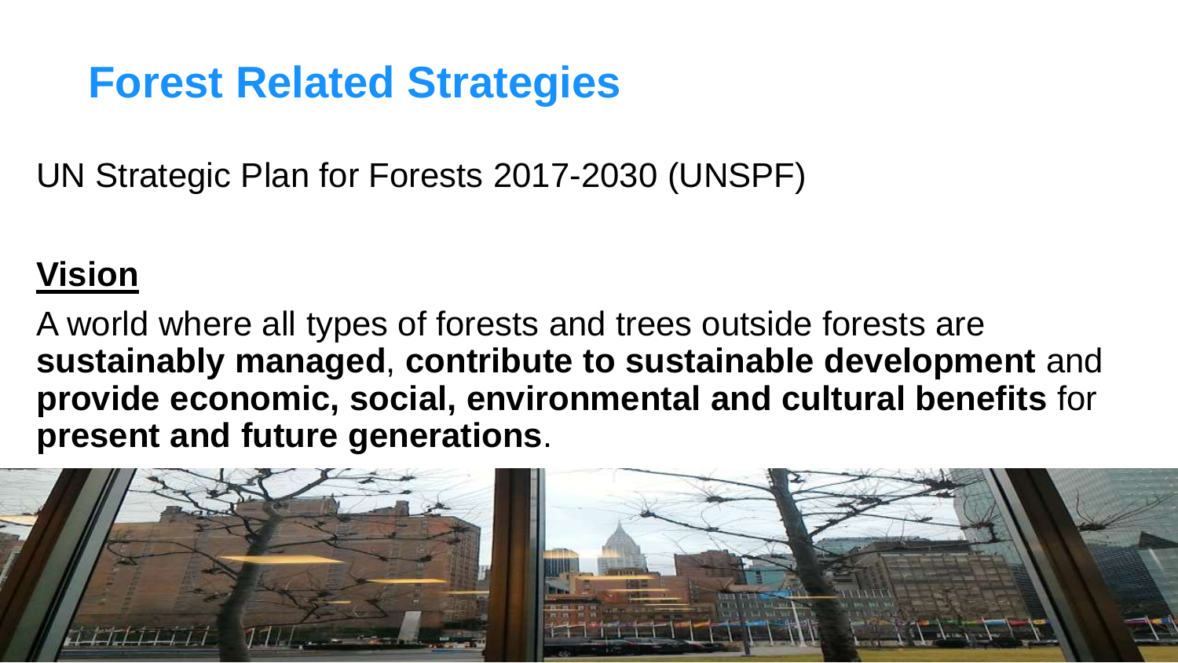# Forest Related Strategies

UN Strategic Plan for Forests 2017-2030 (UNSPF)

**Vision**

A world where all types of forests and trees outside forests are **sustainably managed**, **contribute to sustainable development** and **provide economic, social, environmental and cultural benefits** for **present and future generations**.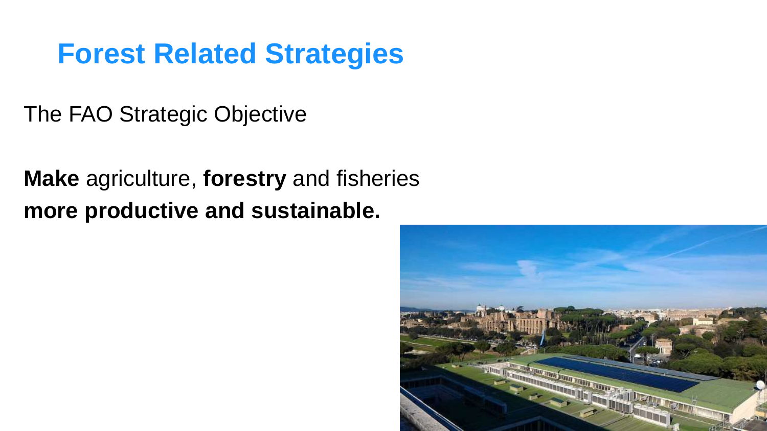# Forest Related Strategies

The FAO Strategic Objective

**Make** agriculture, **forestry** and fisheries **more productive and sustainable.**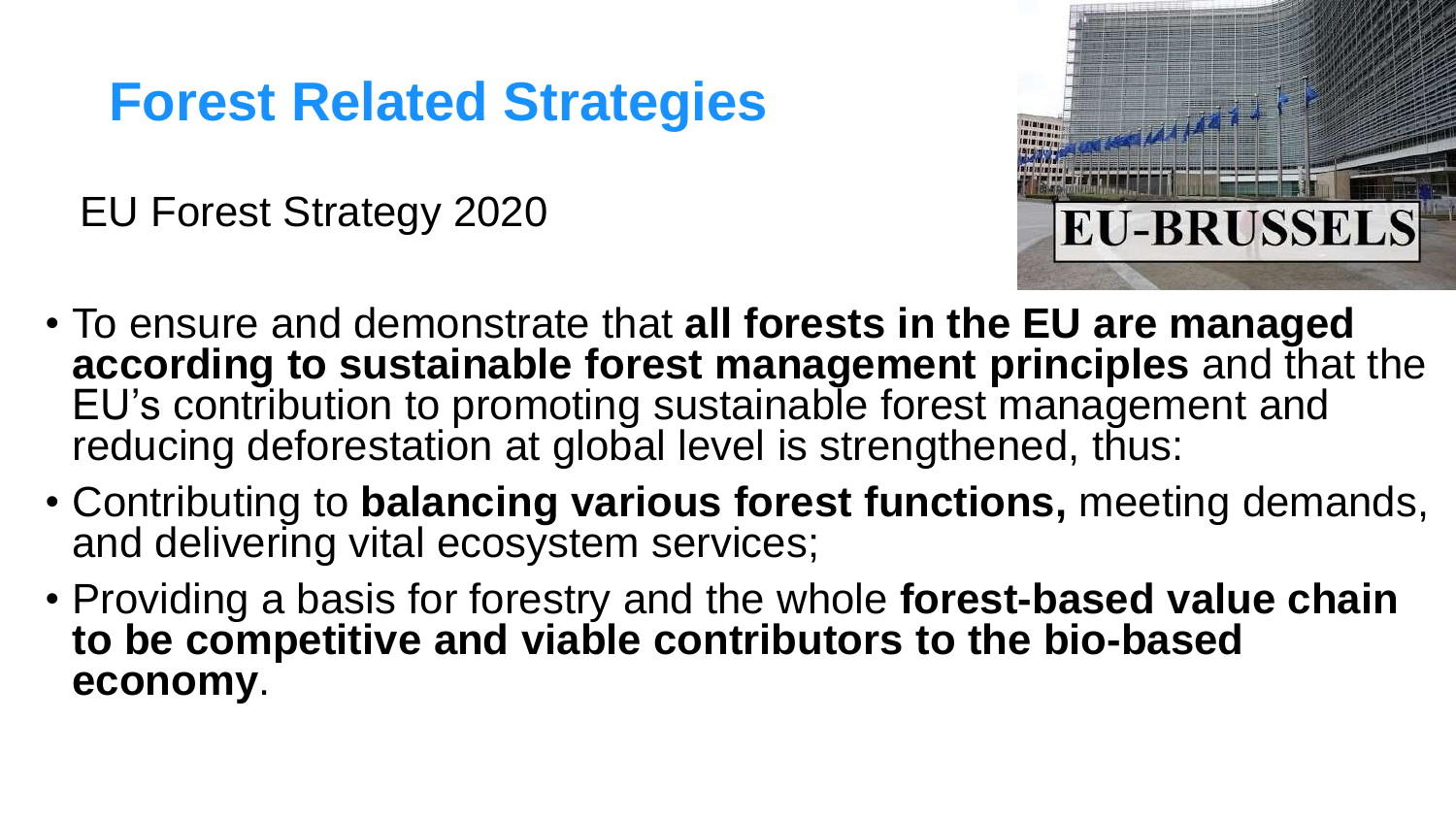# Forest Related Strategies

EU Forest Strategy 2020

- To ensure and demonstrate that **all forests in the EU are managed according to sustainable forest management principles** and that the EU's contribution to promoting sustainable forest management and reducing deforestation at global level is strengthened, thus:
- Contributing to **balancing various forest functions,** meeting demands, and delivering vital ecosystem services;
- Providing a basis for forestry and the whole **forest-based value chain to be competitive and viable contributors to the bio-based economy**.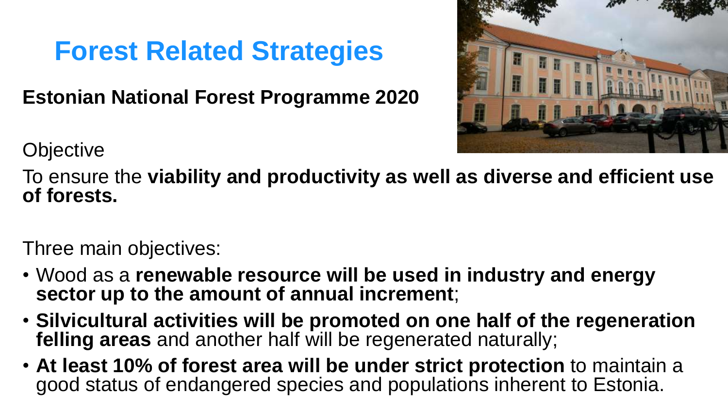# Forest Related Strategies

**Estonian National Forest Programme 2020**

Objective

To ensure the **viability and productivity as well as diverse and efficient use of forests.**

Three main objectives:

- Wood as a **renewable resource will be used in industry and energy sector up to the amount of annual increment**;
- **Silvicultural activities will be promoted on one half of the regeneration felling areas** and another half will be regenerated naturally;
- **At least 10% of forest area will be under strict protection** to maintain a good status of endangered species and populations inherent to Estonia.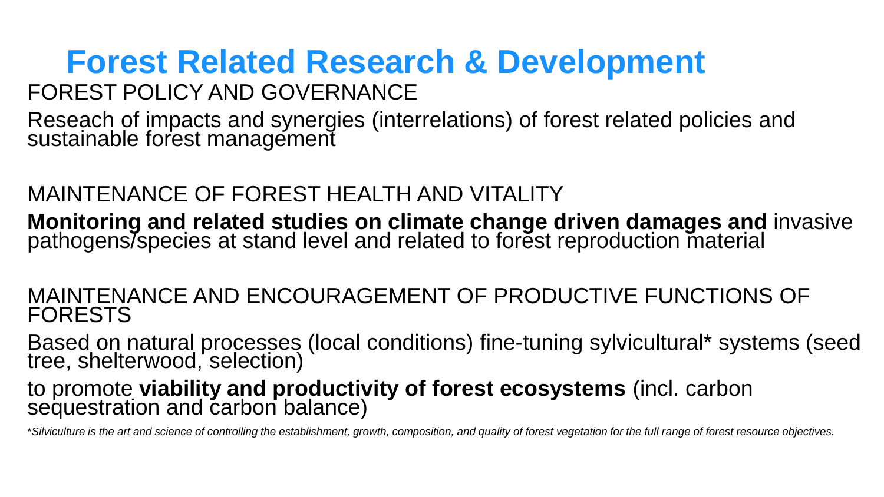# Forest Related Research & Development

FOREST POLICY AND GOVERNANCE

Reseach of impacts and synergies (interrelations) of forest related policies and sustainable forest management

MAINTENANCE OF FOREST HEALTH AND VITALITY

**Monitoring and related studies on climate change driven damages and** invasive pathogens/species at stand level and related to forest reproduction material

MAINTENANCE AND ENCOURAGEMENT OF PRODUCTIVE FUNCTIONS OF FORESTS

Based on natural processes (local conditions) fine-tuning sylvicultural* systems (seed tree, shelterwood, selection)

to promote **viability and productivity of forest ecosystems** (incl. carbon sequestration and carbon balance)

**Silviculture is the art and science of controlling the establishment, growth, composition, and quality of forest vegetation for the full range of forest resource objectives.*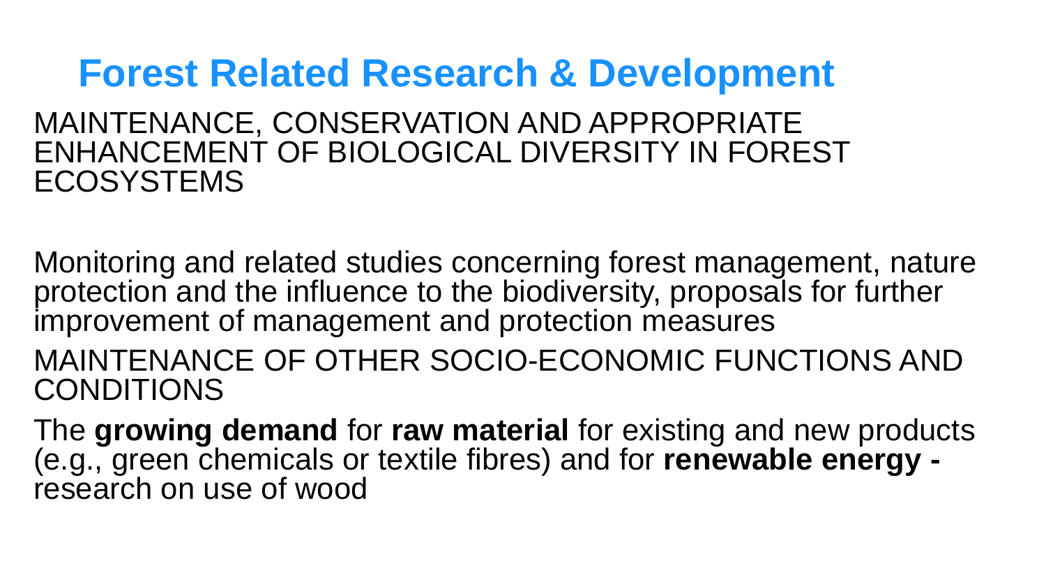# Forest Related Research & Development

MAINTENANCE, CONSERVATION AND APPROPRIATE ENHANCEMENT OF BIOLOGICAL DIVERSITY IN FOREST ECOSYSTEMS

Monitoring and related studies concerning forest management, nature protection and the influence to the biodiversity, proposals for further improvement of management and protection measures

MAINTENANCE OF OTHER SOCIO-ECONOMIC FUNCTIONS AND CONDITIONS

The **growing demand** for **raw material** for existing and new products (e.g., green chemicals or textile fibres) and for **renewable energy -** research on use of wood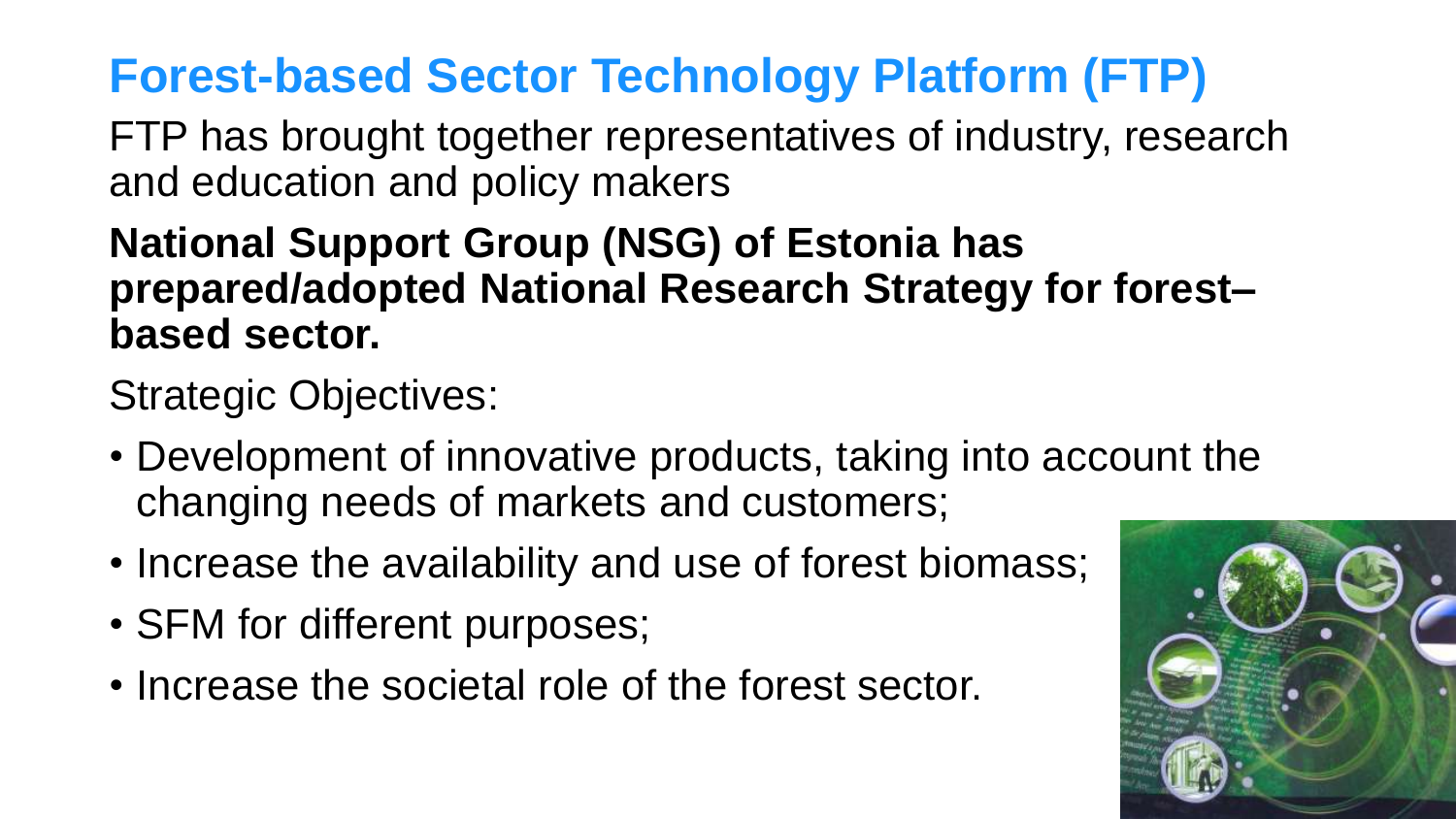# Forest-based Sector Technology Platform (FTP)

FTP has brought together representatives of industry, research and education and policy makers

**National Support Group (NSG) of Estonia has prepared/adopted National Research Strategy for forest–based sector.**

Strategic Objectives:

- Development of innovative products, taking into account the changing needs of markets and customers;
- Increase the availability and use of forest biomass;
- SFM for different purposes;
- Increase the societal role of the forest sector.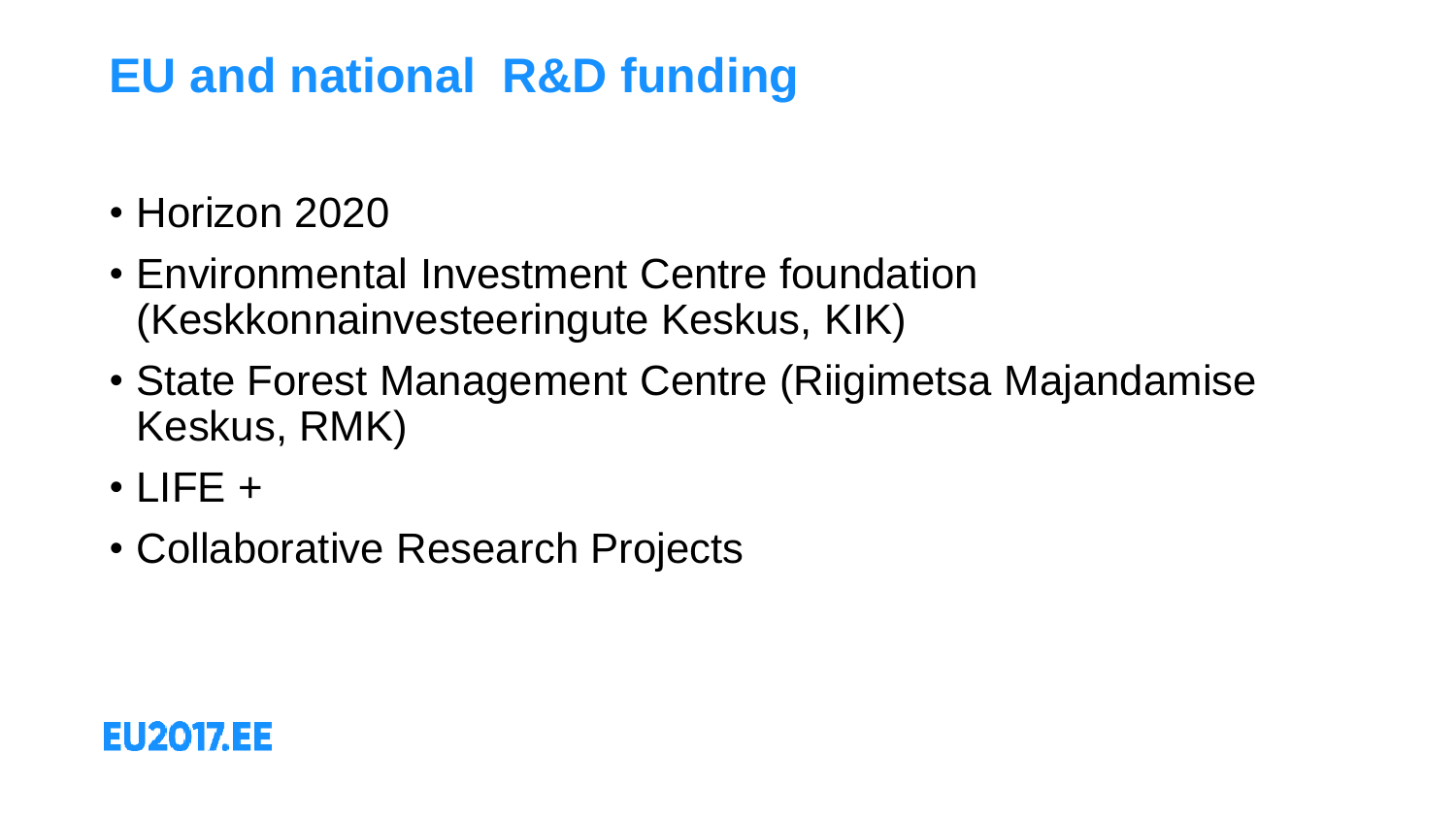# EU and national R&D funding

- Horizon 2020
- Environmental Investment Centre foundation (Keskkonnainvesteeringute Keskus, KIK)
- State Forest Management Centre (Riigimetsa Majandamise Keskus, RMK)
- LIFE +
- Collaborative Research Projects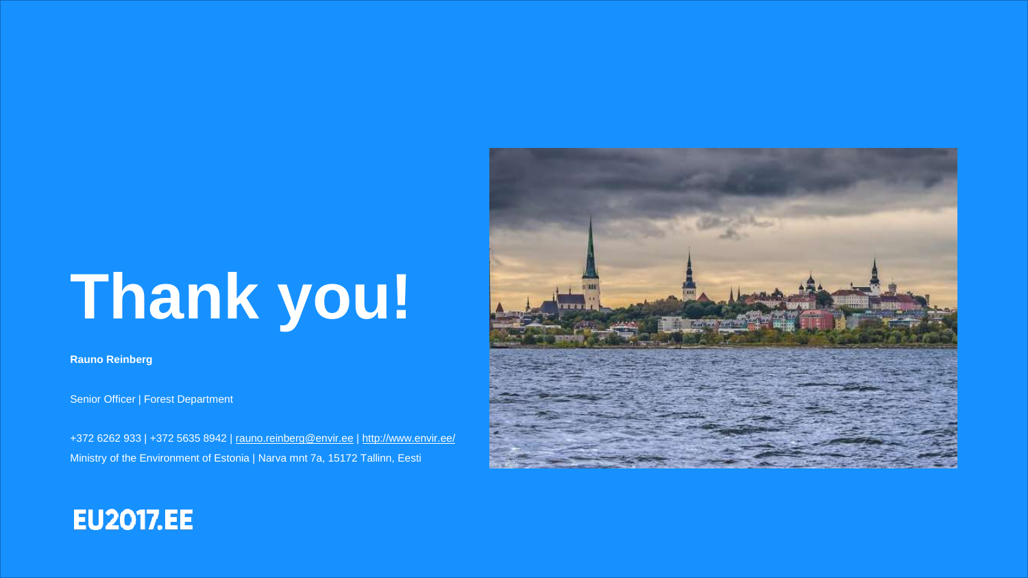# Thank you!

**Rauno Reinberg**

Senior Officer | Forest Department

+372 6262 933 | +372 5635 8942 | rauno.reinberg@envir.ee | http://www.envir.ee/

Ministry of the Environment of Estonia | Narva mnt 7a, 15172 Tallinn, Eesti

EU2017.EE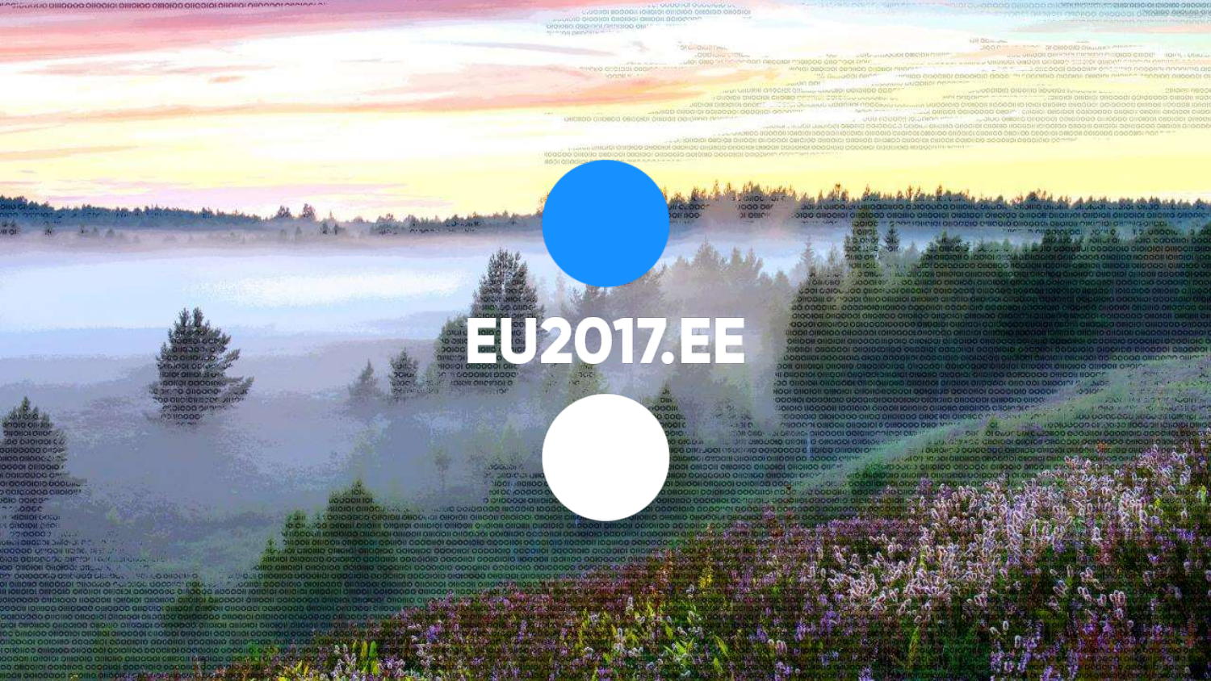EU2017.EE